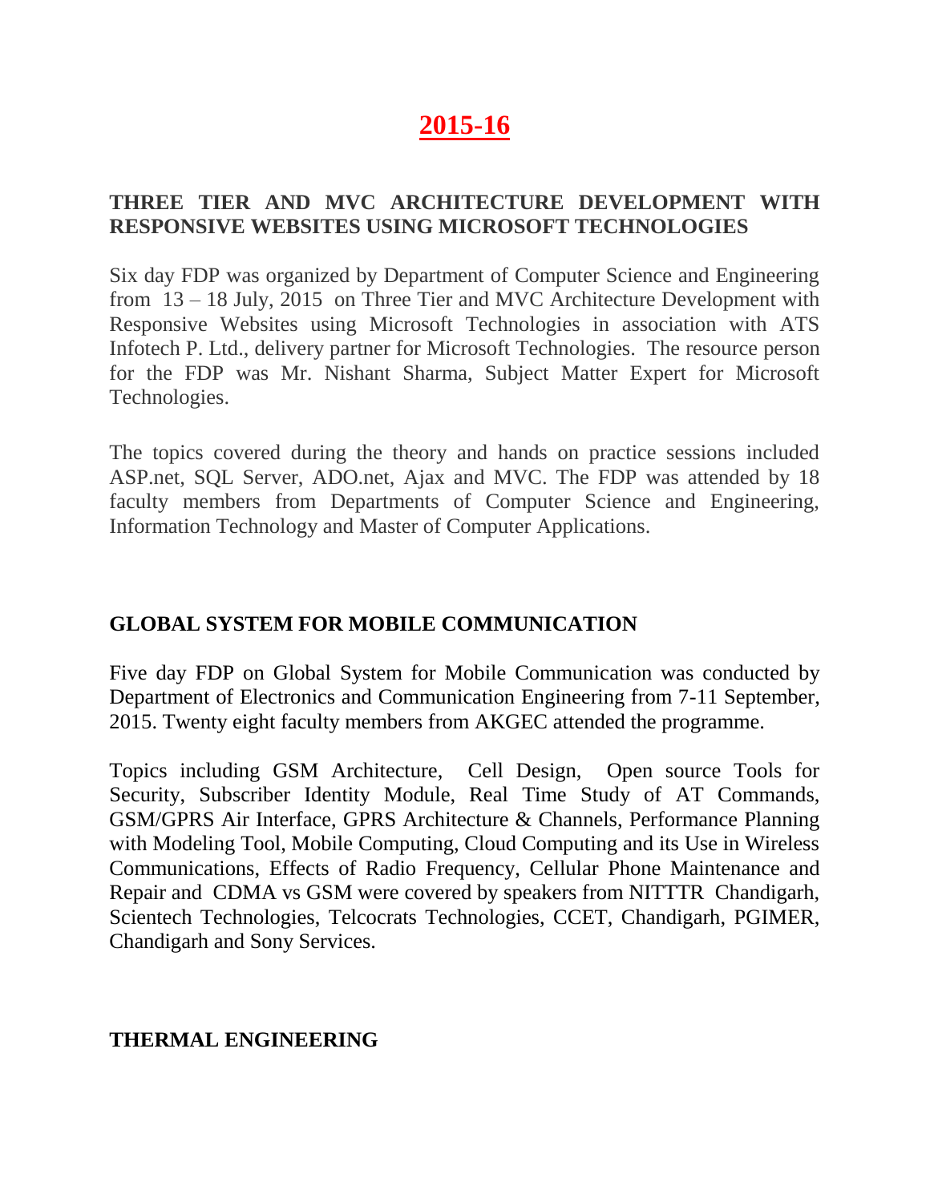# 2015-16

## THREE TIER AND MVC ARCHITECTURE DEVELOPMENT WITH RESPONSIVE WEBSITES USING MICROSOFT TECHNOLOGIES

Six day FDP was organized by Department of Computer Science and Engineering from 13 – 18 July, 2015 on Three Tier and MVC Architecture Development with Responsive Websites using Microsoft Technologies in association with ATS Infotech P. Ltd., delivery partner for Microsoft Technologies. The resource person for the FDP was Mr. Nishant Sharma, Subject Matter Expert for Microsoft Technologies.

The topics covered during the theory and hands on practice sessions included ASP.net, SQL Server, ADO.net, Ajax and MVC. The FDP was attended by 18 faculty members from Departments of Computer Science and Engineering, Information Technology and Master of Computer Applications.

## GLOBAL SYSTEM FOR MOBILE COMMUNICATION

Five day FDP on Global System for Mobile Communication was conducted by Department of Electronics and Communication Engineering from 7-11 September, 2015. Twenty eight faculty members from AKGEC attended the programme.

Topics including GSM Architecture, Cell Design, Open source Tools for Security, Subscriber Identity Module, Real Time Study of AT Commands, GSM/GPRS Air Interface, GPRS Architecture & Channels, Performance Planning with Modeling Tool, Mobile Computing, Cloud Computing and its Use in Wireless Communications, Effects of Radio Frequency, Cellular Phone Maintenance and Repair and CDMA vs GSM were covered by speakers from NITTTR Chandigarh, Scientech Technologies, Telcocrats Technologies, CCET, Chandigarh, PGIMER, Chandigarh and Sony Services.

## THERMAL ENGINEERING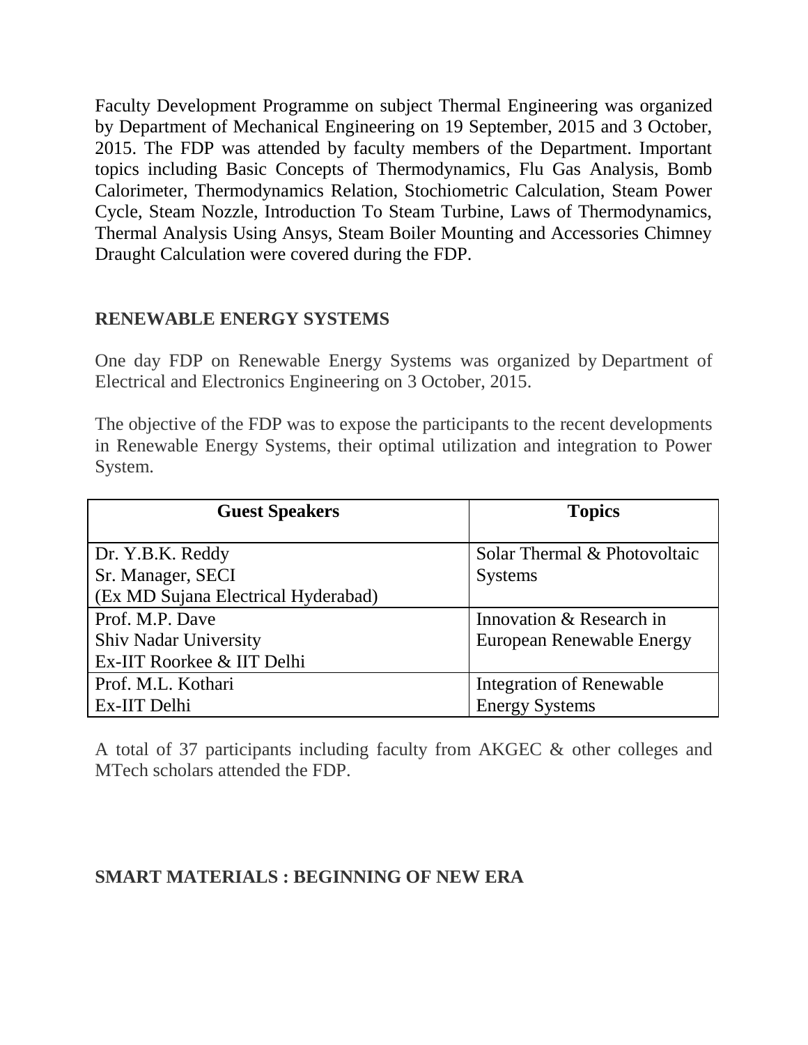Faculty Development Programme on subject Thermal Engineering was organized by Department of Mechanical Engineering on 19 September, 2015 and 3 October, 2015. The FDP was attended by faculty members of the Department. Important topics including Basic Concepts of Thermodynamics, Flu Gas Analysis, Bomb Calorimeter, Thermodynamics Relation, Stochiometric Calculation, Steam Power Cycle, Steam Nozzle, Introduction To Steam Turbine, Laws of Thermodynamics, Thermal Analysis Using Ansys, Steam Boiler Mounting and Accessories Chimney Draught Calculation were covered during the FDP.

## RENEWABLE ENERGY SYSTEMS

One day FDP on Renewable Energy Systems was organized by Department of Electrical and Electronics Engineering on 3 October, 2015.

The objective of the FDP was to expose the participants to the recent developments in Renewable Energy Systems, their optimal utilization and integration to Power System.

| Guest Speakers | Topics |
| --- | --- |
| Dr. Y.B.K. Reddy<br>Sr. Manager, SECI<br>(Ex MD Sujana Electrical Hyderabad) | Solar Thermal & Photovoltaic Systems |
| Prof. M.P. Dave<br>Shiv Nadar University<br>Ex-IIT Roorkee & IIT Delhi | Innovation & Research in European Renewable Energy |
| Prof. M.L. Kothari<br>Ex-IIT Delhi | Integration of Renewable Energy Systems |

A total of 37 participants including faculty from AKGEC & other colleges and MTech scholars attended the FDP.

## SMART MATERIALS : BEGINNING OF NEW ERA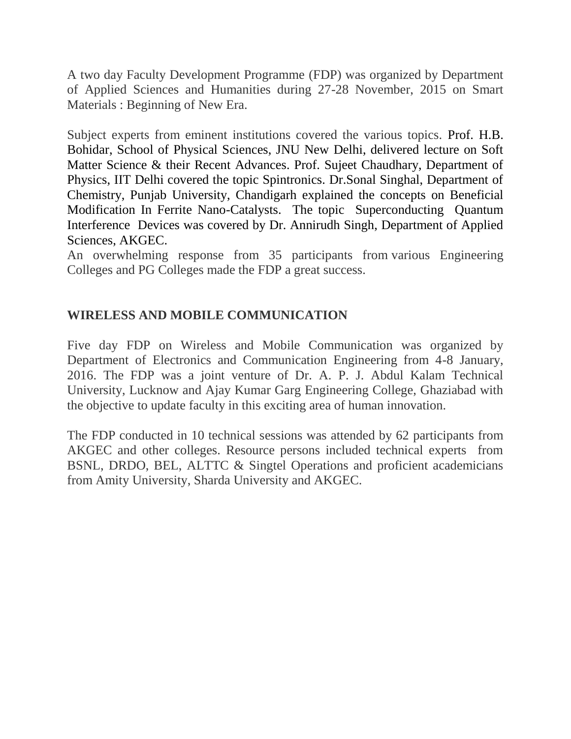A two day Faculty Development Programme (FDP) was organized by Department of Applied Sciences and Humanities during 27-28 November, 2015 on Smart Materials : Beginning of New Era.

Subject experts from eminent institutions covered the various topics. Prof. H.B. Bohidar, School of Physical Sciences, JNU New Delhi, delivered lecture on Soft Matter Science & their Recent Advances. Prof. Sujeet Chaudhary, Department of Physics, IIT Delhi covered the topic Spintronics. Dr.Sonal Singhal, Department of Chemistry, Punjab University, Chandigarh explained the concepts on Beneficial Modification In Ferrite Nano-Catalysts. The topic Superconducting Quantum Interference Devices was covered by Dr. Annirudh Singh, Department of Applied Sciences, AKGEC.
An overwhelming response from 35 participants from various Engineering Colleges and PG Colleges made the FDP a great success.

## WIRELESS AND MOBILE COMMUNICATION

Five day FDP on Wireless and Mobile Communication was organized by Department of Electronics and Communication Engineering from 4-8 January, 2016. The FDP was a joint venture of Dr. A. P. J. Abdul Kalam Technical University, Lucknow and Ajay Kumar Garg Engineering College, Ghaziabad with the objective to update faculty in this exciting area of human innovation.

The FDP conducted in 10 technical sessions was attended by 62 participants from AKGEC and other colleges. Resource persons included technical experts from BSNL, DRDO, BEL, ALTTC & Singtel Operations and proficient academicians from Amity University, Sharda University and AKGEC.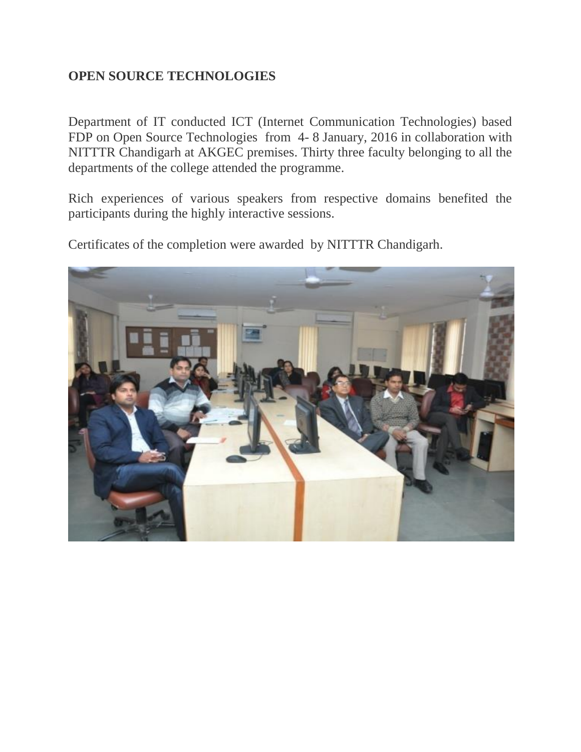**OPEN SOURCE TECHNOLOGIES**

Department of IT conducted ICT (Internet Communication Technologies) based FDP on Open Source Technologies from 4- 8 January, 2016 in collaboration with NITTTR Chandigarh at AKGEC premises. Thirty three faculty belonging to all the departments of the college attended the programme.

Rich experiences of various speakers from respective domains benefited the participants during the highly interactive sessions.

Certificates of the completion were awarded by NITTTR Chandigarh.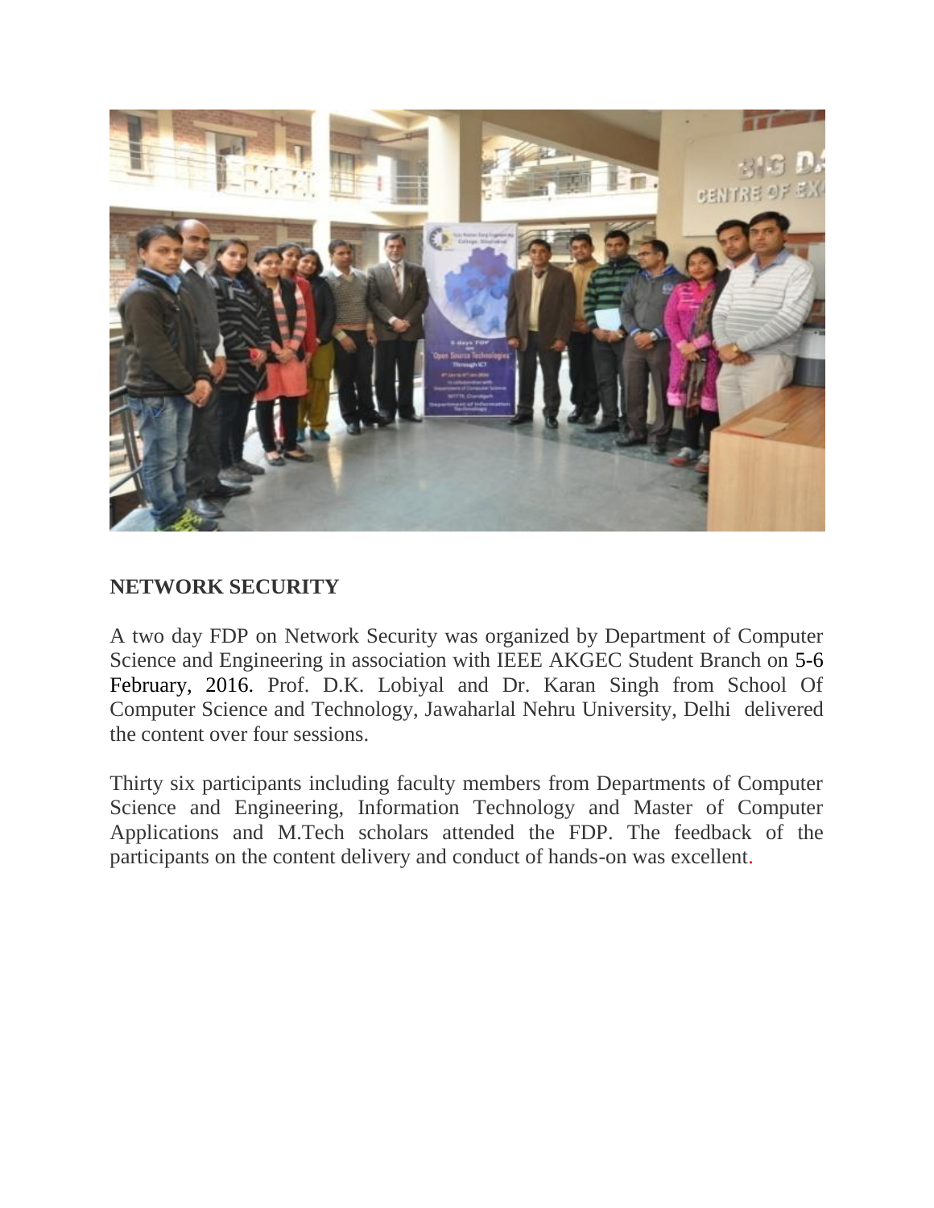## NETWORK SECURITY

A two day FDP on Network Security was organized by Department of Computer Science and Engineering in association with IEEE AKGEC Student Branch on 5-6 February, 2016. Prof. D.K. Lobiyal and Dr. Karan Singh from School Of Computer Science and Technology, Jawaharlal Nehru University, Delhi delivered the content over four sessions.

Thirty six participants including faculty members from Departments of Computer Science and Engineering, Information Technology and Master of Computer Applications and M.Tech scholars attended the FDP. The feedback of the participants on the content delivery and conduct of hands-on was excellent.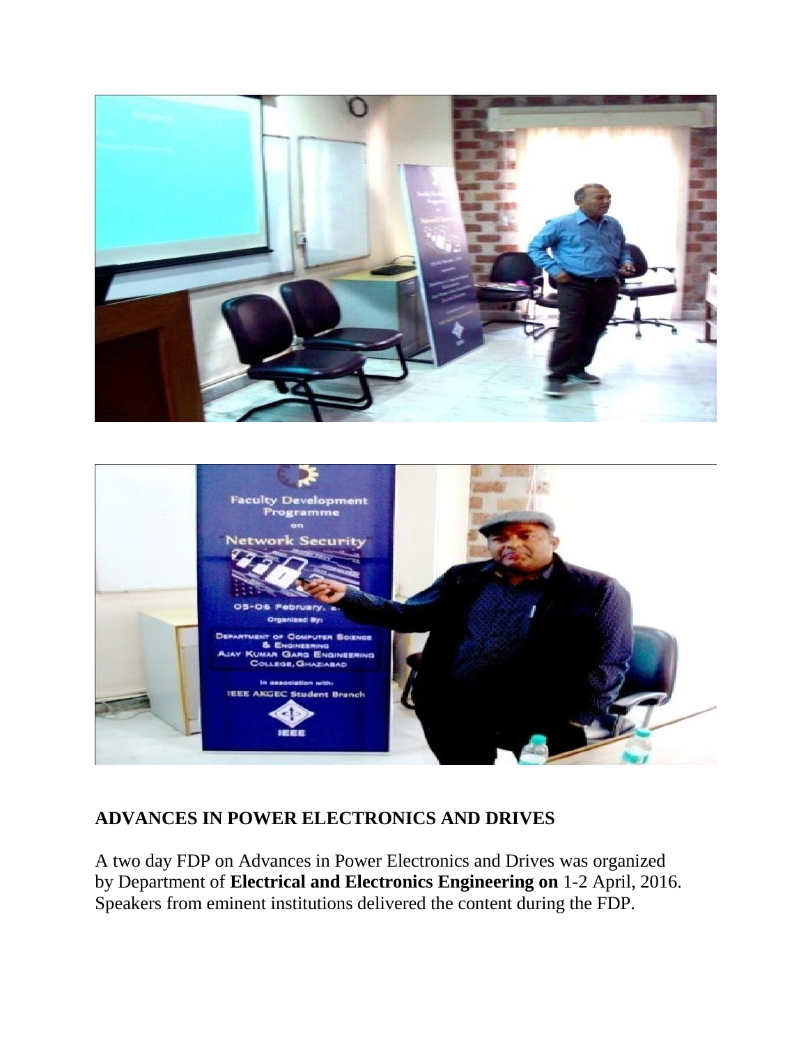## ADVANCES IN POWER ELECTRONICS AND DRIVES

A two day FDP on Advances in Power Electronics and Drives was organized by Department of **Electrical and Electronics Engineering on** 1-2 April, 2016. Speakers from eminent institutions delivered the content during the FDP.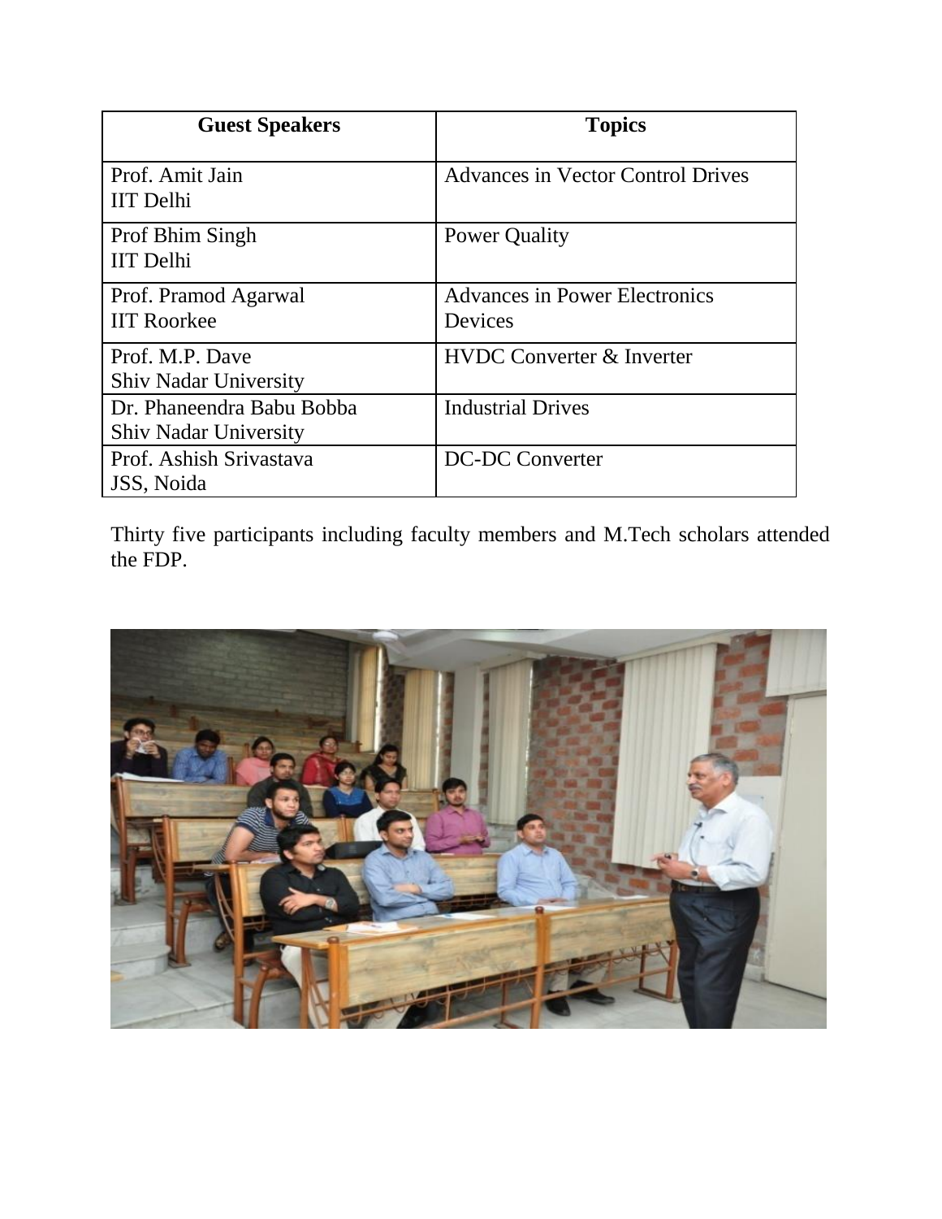| Guest Speakers | Topics |
|---|---|
| Prof. Amit Jain<br>IIT Delhi | Advances in Vector Control Drives |
| Prof Bhim Singh<br>IIT Delhi | Power Quality |
| Prof. Pramod Agarwal<br>IIT Roorkee | Advances in Power Electronics Devices |
| Prof. M.P. Dave<br>Shiv Nadar University | HVDC Converter & Inverter |
| Dr. Phaneendra Babu Bobba<br>Shiv Nadar University | Industrial Drives |
| Prof. Ashish Srivastava<br>JSS, Noida | DC-DC Converter |

Thirty five participants including faculty members and M.Tech scholars attended the FDP.